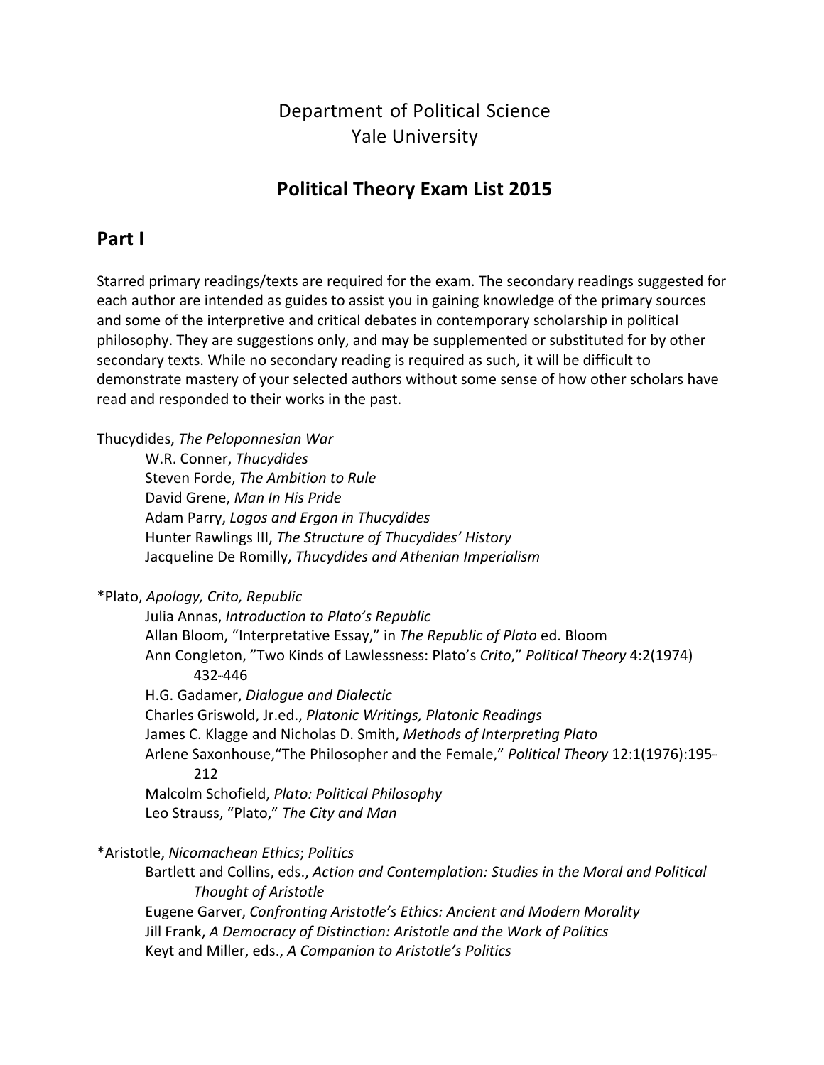# Department of Political Science
# Yale University

## Political Theory Exam List 2015

## Part I

Starred primary readings/texts are required for the exam. The secondary readings suggested for each author are intended as guides to assist you in gaining knowledge of the primary sources and some of the interpretive and critical debates in contemporary scholarship in political philosophy. They are suggestions only, and may be supplemented or substituted for by other secondary texts. While no secondary reading is required as such, it will be difficult to demonstrate mastery of your selected authors without some sense of how other scholars have read and responded to their works in the past.

Thucydides, *The Peloponnesian War*

- W.R. Conner, *Thucydides*
- Steven Forde, *The Ambition to Rule*
- David Grene, *Man In His Pride*
- Adam Parry, *Logos and Ergon in Thucydides*
- Hunter Rawlings III, *The Structure of Thucydides' History*
- Jacqueline De Romilly, *Thucydides and Athenian Imperialism*

*Plato, *Apology, Crito, Republic*

- Julia Annas, *Introduction to Plato's Republic*
- Allan Bloom, "Interpretative Essay," in *The Republic of Plato* ed. Bloom
- Ann Congleton, "Two Kinds of Lawlessness: Plato's *Crito*," *Political Theory* 4:2(1974) 432-446
- H.G. Gadamer, *Dialogue and Dialectic*
- Charles Griswold, Jr.ed., *Platonic Writings, Platonic Readings*
- James C. Klagge and Nicholas D. Smith, *Methods of Interpreting Plato*
- Arlene Saxonhouse,"The Philosopher and the Female," *Political Theory* 12:1(1976):195-212
- Malcolm Schofield, *Plato: Political Philosophy*
- Leo Strauss, "Plato," *The City and Man*

*Aristotle, *Nicomachean Ethics*; *Politics*

- Bartlett and Collins, eds., *Action and Contemplation: Studies in the Moral and Political Thought of Aristotle*
- Eugene Garver, *Confronting Aristotle's Ethics: Ancient and Modern Morality*
- Jill Frank, *A Democracy of Distinction: Aristotle and the Work of Politics*
- Keyt and Miller, eds., *A Companion to Aristotle's Politics*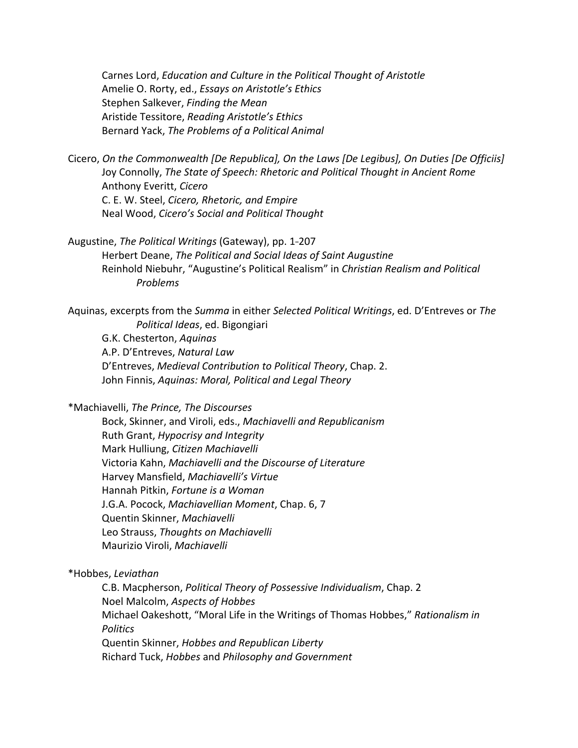Carnes Lord, *Education and Culture in the Political Thought of Aristotle*
Amelie O. Rorty, ed., *Essays on Aristotle's Ethics*
Stephen Salkever, *Finding the Mean*
Aristide Tessitore, *Reading Aristotle's Ethics*
Bernard Yack, *The Problems of a Political Animal*

Cicero, *On the Commonwealth [De Republica], On the Laws [De Legibus], On Duties [De Officiis]*
Joy Connolly, *The State of Speech: Rhetoric and Political Thought in Ancient Rome*
Anthony Everitt, *Cicero*
C. E. W. Steel, *Cicero, Rhetoric, and Empire*
Neal Wood, *Cicero's Social and Political Thought*

Augustine, *The Political Writings* (Gateway), pp. 1-207
Herbert Deane, *The Political and Social Ideas of Saint Augustine*
Reinhold Niebuhr, "Augustine's Political Realism" in *Christian Realism and Political Problems*

Aquinas, excerpts from the *Summa* in either *Selected Political Writings*, ed. D'Entreves or *The Political Ideas*, ed. Bigongiari
G.K. Chesterton, *Aquinas*
A.P. D'Entreves, *Natural Law*
D'Entreves, *Medieval Contribution to Political Theory*, Chap. 2.
John Finnis, *Aquinas: Moral, Political and Legal Theory*

*Machiavelli, *The Prince, The Discourses*
Bock, Skinner, and Viroli, eds., *Machiavelli and Republicanism*
Ruth Grant, *Hypocrisy and Integrity*
Mark Hulliung, *Citizen Machiavelli*
Victoria Kahn, *Machiavelli and the Discourse of Literature*
Harvey Mansfield, *Machiavelli's Virtue*
Hannah Pitkin, *Fortune is a Woman*
J.G.A. Pocock, *Machiavellian Moment*, Chap. 6, 7
Quentin Skinner, *Machiavelli*
Leo Strauss, *Thoughts on Machiavelli*
Maurizio Viroli, *Machiavelli*

*Hobbes, *Leviathan*
C.B. Macpherson, *Political Theory of Possessive Individualism*, Chap. 2
Noel Malcolm, *Aspects of Hobbes*
Michael Oakeshott, "Moral Life in the Writings of Thomas Hobbes," *Rationalism in Politics*
Quentin Skinner, *Hobbes and Republican Liberty*
Richard Tuck, *Hobbes* and *Philosophy and Government*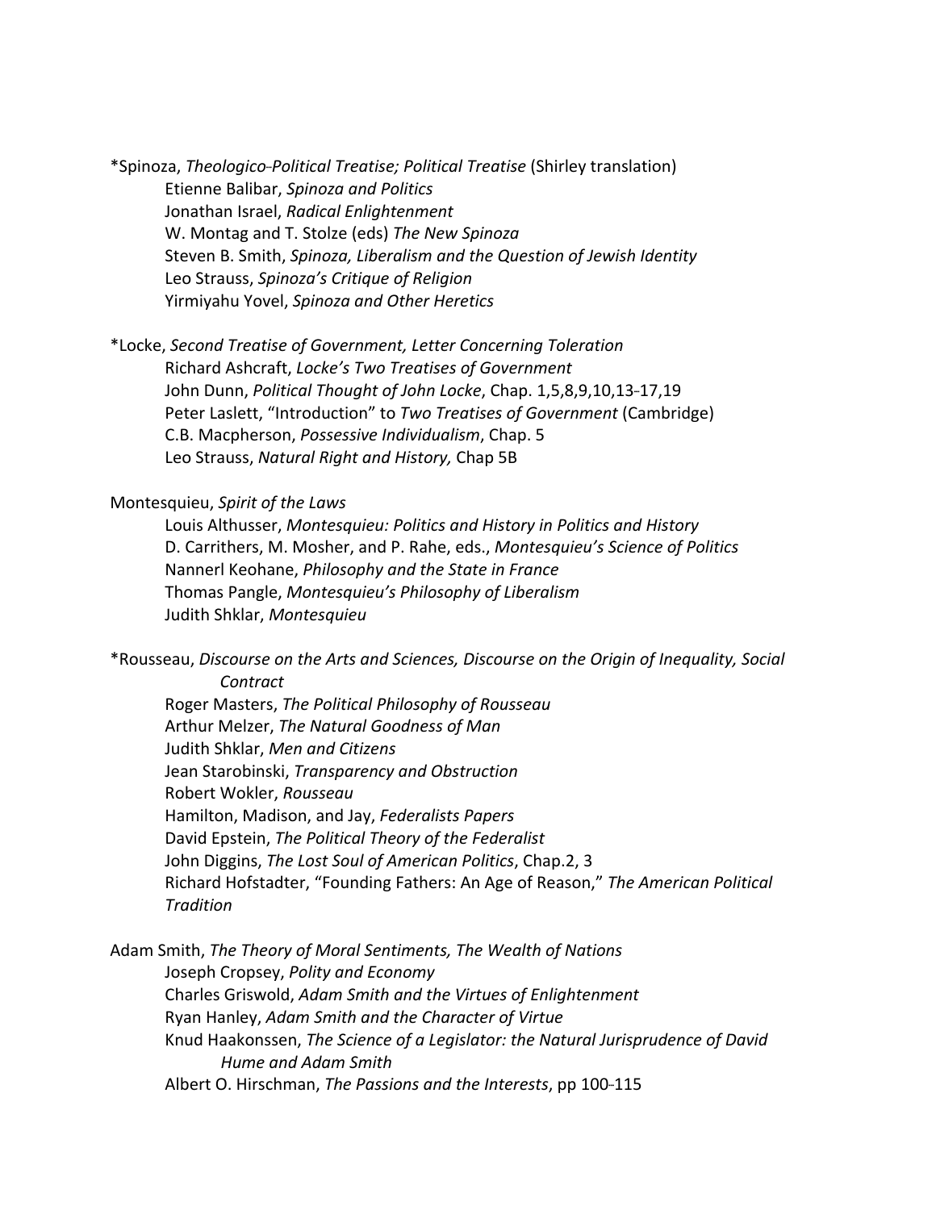*Spinoza, *Theologico-Political Treatise; Political Treatise* (Shirley translation)

- Etienne Balibar, *Spinoza and Politics*
- Jonathan Israel, *Radical Enlightenment*
- W. Montag and T. Stolze (eds) *The New Spinoza*
- Steven B. Smith, *Spinoza, Liberalism and the Question of Jewish Identity*
- Leo Strauss, *Spinoza's Critique of Religion*
- Yirmiyahu Yovel, *Spinoza and Other Heretics*

*Locke, *Second Treatise of Government, Letter Concerning Toleration*

- Richard Ashcraft, *Locke's Two Treatises of Government*
- John Dunn, *Political Thought of John Locke*, Chap. 1,5,8,9,10,13-17,19
- Peter Laslett, "Introduction" to *Two Treatises of Government* (Cambridge)
- C.B. Macpherson, *Possessive Individualism*, Chap. 5
- Leo Strauss, *Natural Right and History,* Chap 5B

Montesquieu, *Spirit of the Laws*

- Louis Althusser, *Montesquieu: Politics and History in Politics and History*
- D. Carrithers, M. Mosher, and P. Rahe, eds., *Montesquieu's Science of Politics*
- Nannerl Keohane, *Philosophy and the State in France*
- Thomas Pangle, *Montesquieu's Philosophy of Liberalism*
- Judith Shklar, *Montesquieu*

*Rousseau, *Discourse on the Arts and Sciences, Discourse on the Origin of Inequality, Social Contract*

- Roger Masters, *The Political Philosophy of Rousseau*
- Arthur Melzer, *The Natural Goodness of Man*
- Judith Shklar, *Men and Citizens*
- Jean Starobinski, *Transparency and Obstruction*
- Robert Wokler, *Rousseau*
- Hamilton, Madison, and Jay, *Federalists Papers*
- David Epstein, *The Political Theory of the Federalist*
- John Diggins, *The Lost Soul of American Politics*, Chap.2, 3
- Richard Hofstadter, "Founding Fathers: An Age of Reason," *The American Political Tradition*

Adam Smith, *The Theory of Moral Sentiments, The Wealth of Nations*

- Joseph Cropsey, *Polity and Economy*
- Charles Griswold, *Adam Smith and the Virtues of Enlightenment*
- Ryan Hanley, *Adam Smith and the Character of Virtue*
- Knud Haakonssen, *The Science of a Legislator: the Natural Jurisprudence of David Hume and Adam Smith*
- Albert O. Hirschman, *The Passions and the Interests*, pp 100-115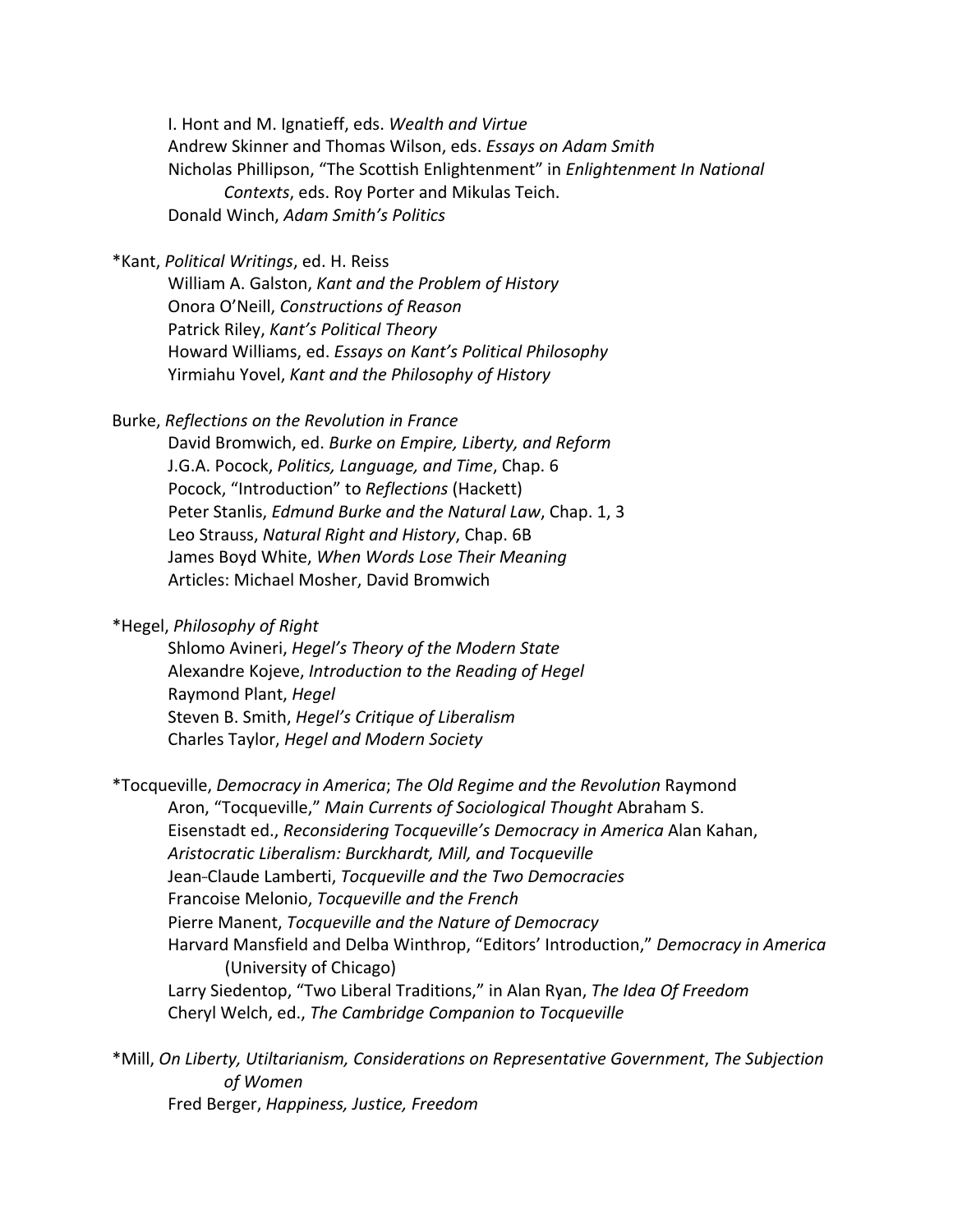I. Hont and M. Ignatieff, eds. *Wealth and Virtue*
Andrew Skinner and Thomas Wilson, eds. *Essays on Adam Smith*
Nicholas Phillipson, "The Scottish Enlightenment" in *Enlightenment In National Contexts*, eds. Roy Porter and Mikulas Teich.
Donald Winch, *Adam Smith's Politics*

*Kant, *Political Writings*, ed. H. Reiss
William A. Galston, *Kant and the Problem of History*
Onora O'Neill, *Constructions of Reason*
Patrick Riley, *Kant's Political Theory*
Howard Williams, ed. *Essays on Kant's Political Philosophy*
Yirmiahu Yovel, *Kant and the Philosophy of History*

Burke, *Reflections on the Revolution in France*
David Bromwich, ed. *Burke on Empire, Liberty, and Reform*
J.G.A. Pocock, *Politics, Language, and Time*, Chap. 6
Pocock, "Introduction" to *Reflections* (Hackett)
Peter Stanlis, *Edmund Burke and the Natural Law*, Chap. 1, 3
Leo Strauss, *Natural Right and History*, Chap. 6B
James Boyd White, *When Words Lose Their Meaning*
Articles: Michael Mosher, David Bromwich

*Hegel, *Philosophy of Right*
Shlomo Avineri, *Hegel's Theory of the Modern State*
Alexandre Kojeve, *Introduction to the Reading of Hegel*
Raymond Plant, *Hegel*
Steven B. Smith, *Hegel's Critique of Liberalism*
Charles Taylor, *Hegel and Modern Society*

*Tocqueville, *Democracy in America*; *The Old Regime and the Revolution*
Raymond Aron, "Tocqueville," *Main Currents of Sociological Thought*
Abraham S. Eisenstadt ed., *Reconsidering Tocqueville's Democracy in America*
Alan Kahan, *Aristocratic Liberalism: Burckhardt, Mill, and Tocqueville*
Jean-Claude Lamberti, *Tocqueville and the Two Democracies*
Francoise Melonio, *Tocqueville and the French*
Pierre Manent, *Tocqueville and the Nature of Democracy*
Harvard Mansfield and Delba Winthrop, "Editors' Introduction," *Democracy in America* (University of Chicago)
Larry Siedentop, "Two Liberal Traditions," in Alan Ryan, *The Idea Of Freedom*
Cheryl Welch, ed., *The Cambridge Companion to Tocqueville*

*Mill, *On Liberty, Utiltarianism, Considerations on Representative Government*, *The Subjection of Women*
Fred Berger, *Happiness, Justice, Freedom*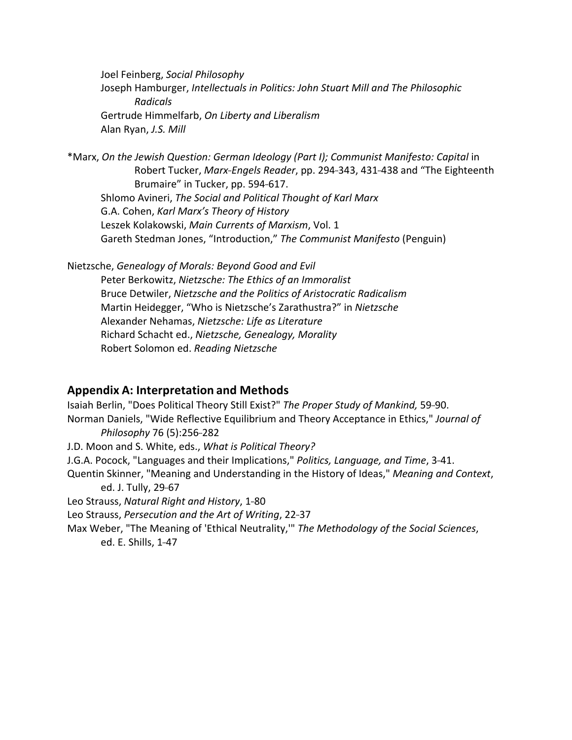Joel Feinberg, *Social Philosophy*
Joseph Hamburger, *Intellectuals in Politics: John Stuart Mill and The Philosophic Radicals*
Gertrude Himmelfarb, *On Liberty and Liberalism*
Alan Ryan, *J.S. Mill*

*Marx, *On the Jewish Question: German Ideology (Part I); Communist Manifesto: Capital* in Robert Tucker, *Marx-Engels Reader*, pp. 294-343, 431-438 and "The Eighteenth Brumaire" in Tucker, pp. 594-617.
Shlomo Avineri, *The Social and Political Thought of Karl Marx*
G.A. Cohen, *Karl Marx's Theory of History*
Leszek Kolakowski, *Main Currents of Marxism*, Vol. 1
Gareth Stedman Jones, "Introduction," *The Communist Manifesto* (Penguin)

Nietzsche, *Genealogy of Morals: Beyond Good and Evil*
Peter Berkowitz, *Nietzsche: The Ethics of an Immoralist*
Bruce Detwiler, *Nietzsche and the Politics of Aristocratic Radicalism*
Martin Heidegger, "Who is Nietzsche's Zarathustra?" in *Nietzsche*
Alexander Nehamas, *Nietzsche: Life as Literature*
Richard Schacht ed., *Nietzsche, Genealogy, Morality*
Robert Solomon ed. *Reading Nietzsche*

## Appendix A: Interpretation and Methods

Isaiah Berlin, "Does Political Theory Still Exist?" *The Proper Study of Mankind,* 59-90.
Norman Daniels, "Wide Reflective Equilibrium and Theory Acceptance in Ethics," *Journal of Philosophy* 76 (5):256-282
J.D. Moon and S. White, eds., *What is Political Theory?*
J.G.A. Pocock, "Languages and their Implications," *Politics, Language, and Time*, 3-41.
Quentin Skinner, "Meaning and Understanding in the History of Ideas," *Meaning and Context*, ed. J. Tully, 29-67
Leo Strauss, *Natural Right and History*, 1-80
Leo Strauss, *Persecution and the Art of Writing*, 22-37
Max Weber, "The Meaning of 'Ethical Neutrality,'" *The Methodology of the Social Sciences*, ed. E. Shills, 1-47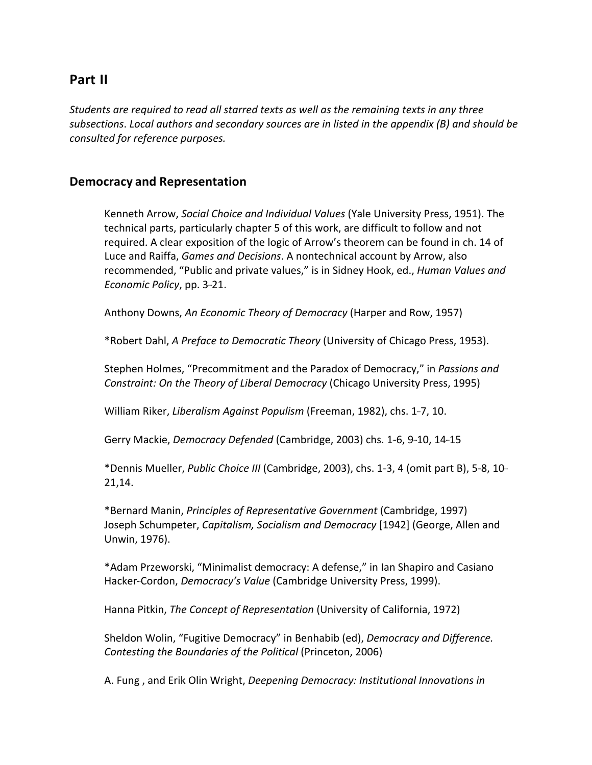## Part II

*Students are required to read all starred texts as well as the remaining texts in any three subsections*. *Local authors and secondary sources are in listed in the appendix (B) and should be consulted for reference purposes.*

### Democracy and Representation

Kenneth Arrow, *Social Choice and Individual Values* (Yale University Press, 1951). The technical parts, particularly chapter 5 of this work, are difficult to follow and not required. A clear exposition of the logic of Arrow's theorem can be found in ch. 14 of Luce and Raiffa, *Games and Decisions*. A nontechnical account by Arrow, also recommended, "Public and private values," is in Sidney Hook, ed., *Human Values and Economic Policy*, pp. 3–21.

Anthony Downs, *An Economic Theory of Democracy* (Harper and Row, 1957)

*Robert Dahl, *A Preface to Democratic Theory* (University of Chicago Press, 1953).

Stephen Holmes, "Precommitment and the Paradox of Democracy," in *Passions and Constraint: On the Theory of Liberal Democracy* (Chicago University Press, 1995)

William Riker, *Liberalism Against Populism* (Freeman, 1982), chs. 1–7, 10.

Gerry Mackie, *Democracy Defended* (Cambridge, 2003) chs. 1–6, 9–10, 14–15

*Dennis Mueller, *Public Choice III* (Cambridge, 2003), chs. 1–3, 4 (omit part B), 5–8, 10–21,14.

*Bernard Manin, *Principles of Representative Government* (Cambridge, 1997)
Joseph Schumpeter, *Capitalism, Socialism and Democracy* [1942] (George, Allen and Unwin, 1976).

*Adam Przeworski, "Minimalist democracy: A defense," in Ian Shapiro and Casiano Hacker-Cordon, *Democracy's Value* (Cambridge University Press, 1999).

Hanna Pitkin, *The Concept of Representation* (University of California, 1972)

Sheldon Wolin, "Fugitive Democracy" in Benhabib (ed), *Democracy and Difference. Contesting the Boundaries of the Political* (Princeton, 2006)

A. Fung , and Erik Olin Wright, *Deepening Democracy: Institutional Innovations in*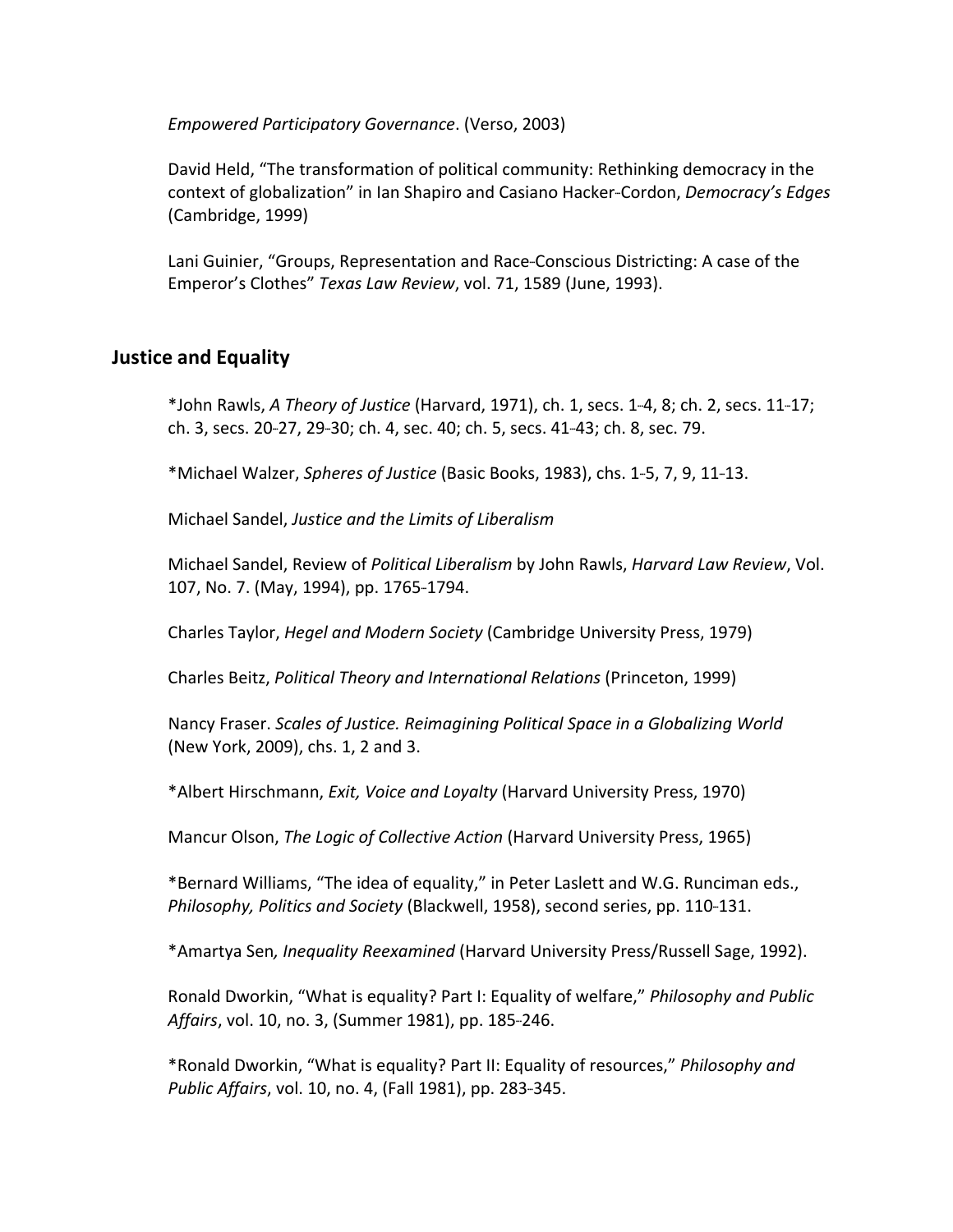*Empowered Participatory Governance*. (Verso, 2003)

David Held, "The transformation of political community: Rethinking democracy in the context of globalization" in Ian Shapiro and Casiano Hacker-Cordon, *Democracy's Edges* (Cambridge, 1999)

Lani Guinier, "Groups, Representation and Race-Conscious Districting: A case of the Emperor's Clothes" *Texas Law Review*, vol. 71, 1589 (June, 1993).

## Justice and Equality

*John Rawls, *A Theory of Justice* (Harvard, 1971), ch. 1, secs. 1-4, 8; ch. 2, secs. 11-17; ch. 3, secs. 20-27, 29-30; ch. 4, sec. 40; ch. 5, secs. 41-43; ch. 8, sec. 79.

*Michael Walzer, *Spheres of Justice* (Basic Books, 1983), chs. 1-5, 7, 9, 11-13.

Michael Sandel, *Justice and the Limits of Liberalism*

Michael Sandel, Review of *Political Liberalism* by John Rawls, *Harvard Law Review*, Vol. 107, No. 7. (May, 1994), pp. 1765-1794.

Charles Taylor, *Hegel and Modern Society* (Cambridge University Press, 1979)

Charles Beitz, *Political Theory and International Relations* (Princeton, 1999)

Nancy Fraser. *Scales of Justice. Reimagining Political Space in a Globalizing World* (New York, 2009), chs. 1, 2 and 3.

*Albert Hirschmann, *Exit, Voice and Loyalty* (Harvard University Press, 1970)

Mancur Olson, *The Logic of Collective Action* (Harvard University Press, 1965)

*Bernard Williams, "The idea of equality," in Peter Laslett and W.G. Runciman eds., *Philosophy, Politics and Society* (Blackwell, 1958), second series, pp. 110-131.

*Amartya Sen*, Inequality Reexamined* (Harvard University Press/Russell Sage, 1992).

Ronald Dworkin, "What is equality? Part I: Equality of welfare," *Philosophy and Public Affairs*, vol. 10, no. 3, (Summer 1981), pp. 185-246.

*Ronald Dworkin, "What is equality? Part II: Equality of resources," *Philosophy and Public Affairs*, vol. 10, no. 4, (Fall 1981), pp. 283-345.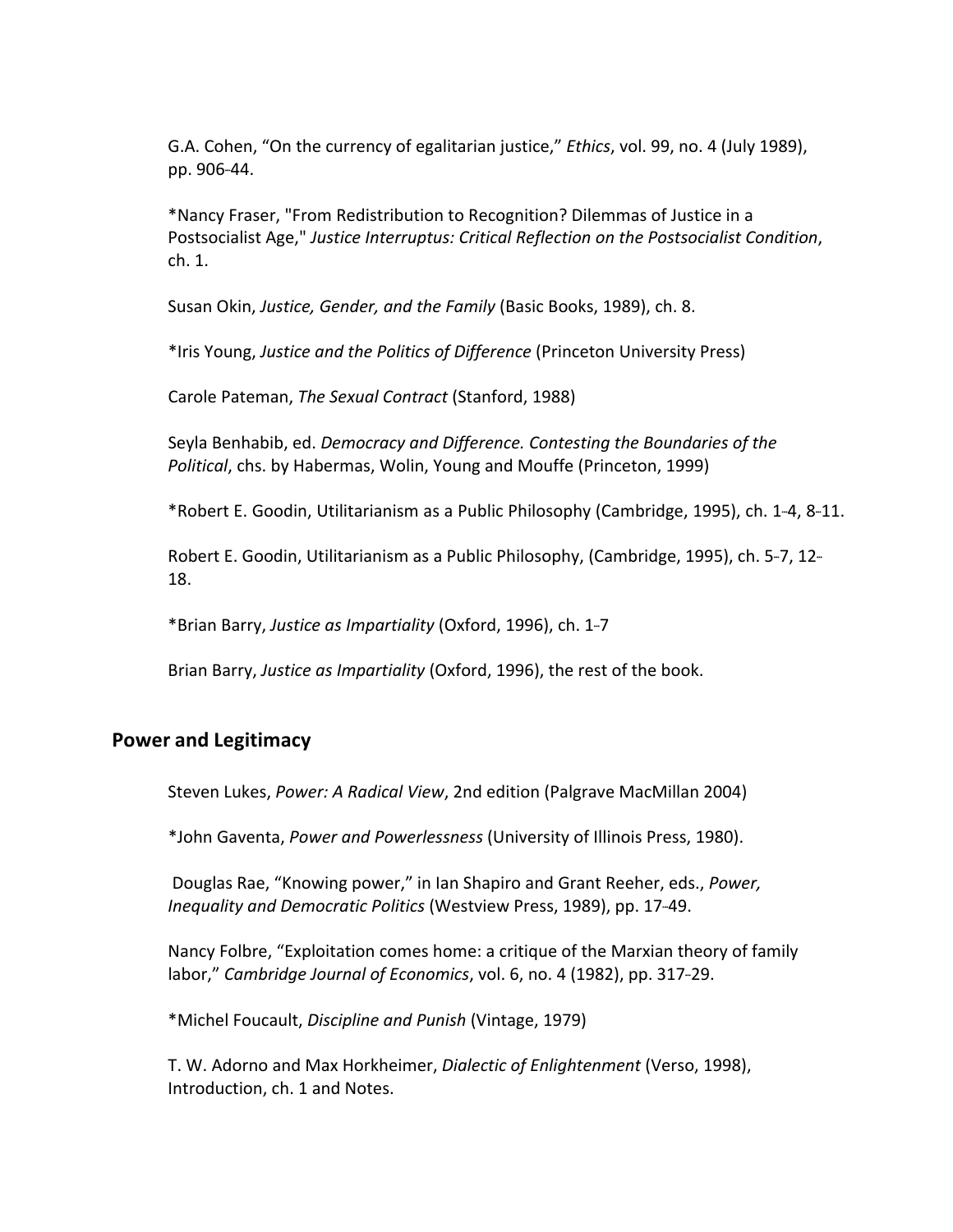G.A. Cohen, "On the currency of egalitarian justice," *Ethics*, vol. 99, no. 4 (July 1989), pp. 906-44.

*Nancy Fraser, "From Redistribution to Recognition? Dilemmas of Justice in a Postsocialist Age," *Justice Interruptus: Critical Reflection on the Postsocialist Condition*, ch. 1.

Susan Okin, *Justice, Gender, and the Family* (Basic Books, 1989), ch. 8.

*Iris Young, *Justice and the Politics of Difference* (Princeton University Press)

Carole Pateman, *The Sexual Contract* (Stanford, 1988)

Seyla Benhabib, ed. *Democracy and Difference. Contesting the Boundaries of the Political*, chs. by Habermas, Wolin, Young and Mouffe (Princeton, 1999)

*Robert E. Goodin, Utilitarianism as a Public Philosophy (Cambridge, 1995), ch. 1-4, 8-11.

Robert E. Goodin, Utilitarianism as a Public Philosophy, (Cambridge, 1995), ch. 5-7, 12-18.

*Brian Barry, *Justice as Impartiality* (Oxford, 1996), ch. 1-7

Brian Barry, *Justice as Impartiality* (Oxford, 1996), the rest of the book.

## Power and Legitimacy

Steven Lukes, *Power: A Radical View*, 2nd edition (Palgrave MacMillan 2004)

*John Gaventa, *Power and Powerlessness* (University of Illinois Press, 1980).

Douglas Rae, "Knowing power," in Ian Shapiro and Grant Reeher, eds., *Power, Inequality and Democratic Politics* (Westview Press, 1989), pp. 17-49.

Nancy Folbre, "Exploitation comes home: a critique of the Marxian theory of family labor," *Cambridge Journal of Economics*, vol. 6, no. 4 (1982), pp. 317-29.

*Michel Foucault, *Discipline and Punish* (Vintage, 1979)

T. W. Adorno and Max Horkheimer, *Dialectic of Enlightenment* (Verso, 1998), Introduction, ch. 1 and Notes.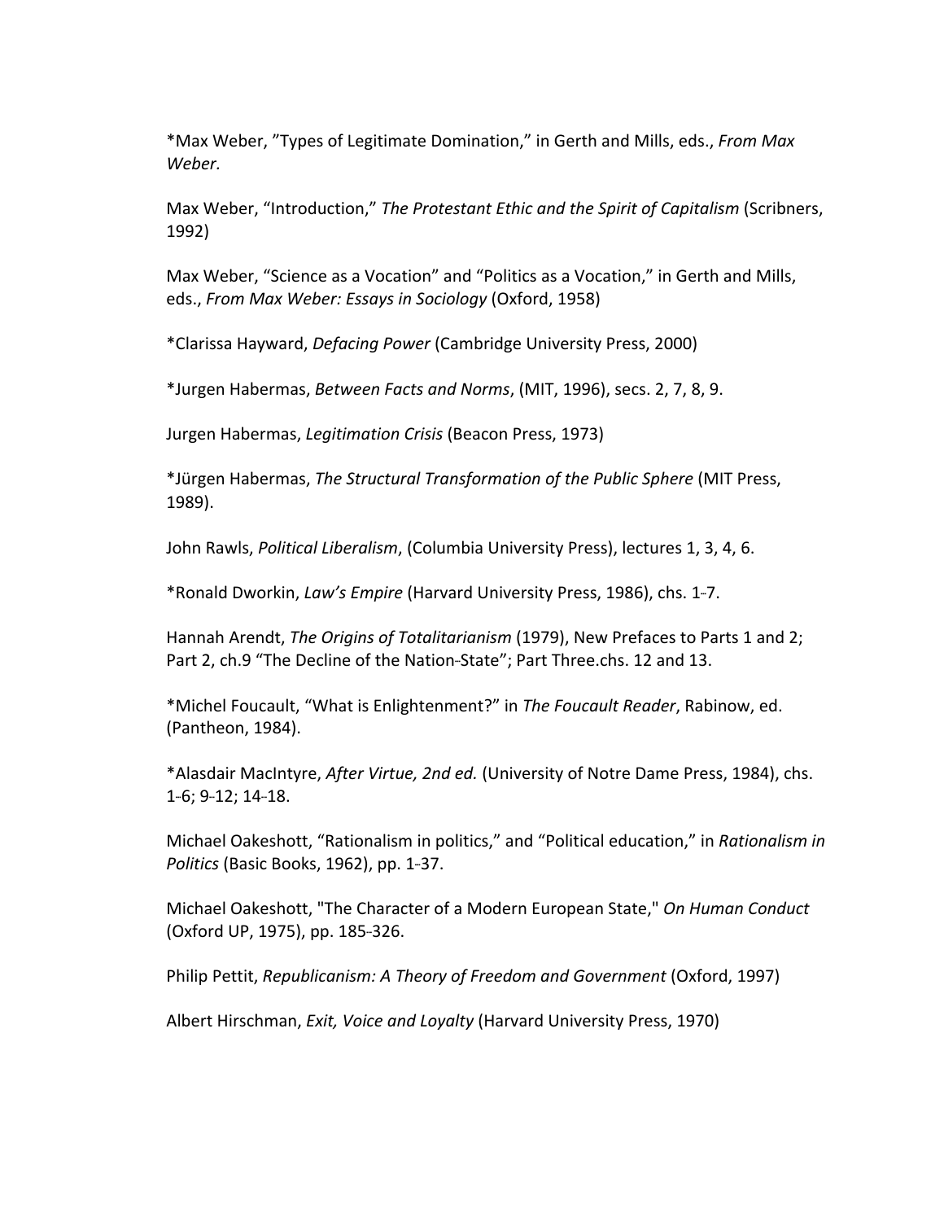*Max Weber, "Types of Legitimate Domination," in Gerth and Mills, eds., *From Max Weber.*

Max Weber, "Introduction," *The Protestant Ethic and the Spirit of Capitalism* (Scribners, 1992)

Max Weber, "Science as a Vocation" and "Politics as a Vocation," in Gerth and Mills, eds., *From Max Weber: Essays in Sociology* (Oxford, 1958)

*Clarissa Hayward, *Defacing Power* (Cambridge University Press, 2000)

*Jurgen Habermas, *Between Facts and Norms*, (MIT, 1996), secs. 2, 7, 8, 9.

Jurgen Habermas, *Legitimation Crisis* (Beacon Press, 1973)

*Jürgen Habermas, *The Structural Transformation of the Public Sphere* (MIT Press, 1989).

John Rawls, *Political Liberalism*, (Columbia University Press), lectures 1, 3, 4, 6.

*Ronald Dworkin, *Law's Empire* (Harvard University Press, 1986), chs. 1-7.

Hannah Arendt, *The Origins of Totalitarianism* (1979), New Prefaces to Parts 1 and 2; Part 2, ch.9 "The Decline of the Nation-State"; Part Three.chs. 12 and 13.

*Michel Foucault, "What is Enlightenment?" in *The Foucault Reader*, Rabinow, ed. (Pantheon, 1984).

*Alasdair MacIntyre, *After Virtue, 2nd ed.* (University of Notre Dame Press, 1984), chs. 1-6; 9-12; 14-18.

Michael Oakeshott, "Rationalism in politics," and "Political education," in *Rationalism in Politics* (Basic Books, 1962), pp. 1-37.

Michael Oakeshott, "The Character of a Modern European State," *On Human Conduct* (Oxford UP, 1975), pp. 185-326.

Philip Pettit, *Republicanism: A Theory of Freedom and Government* (Oxford, 1997)

Albert Hirschman, *Exit, Voice and Loyalty* (Harvard University Press, 1970)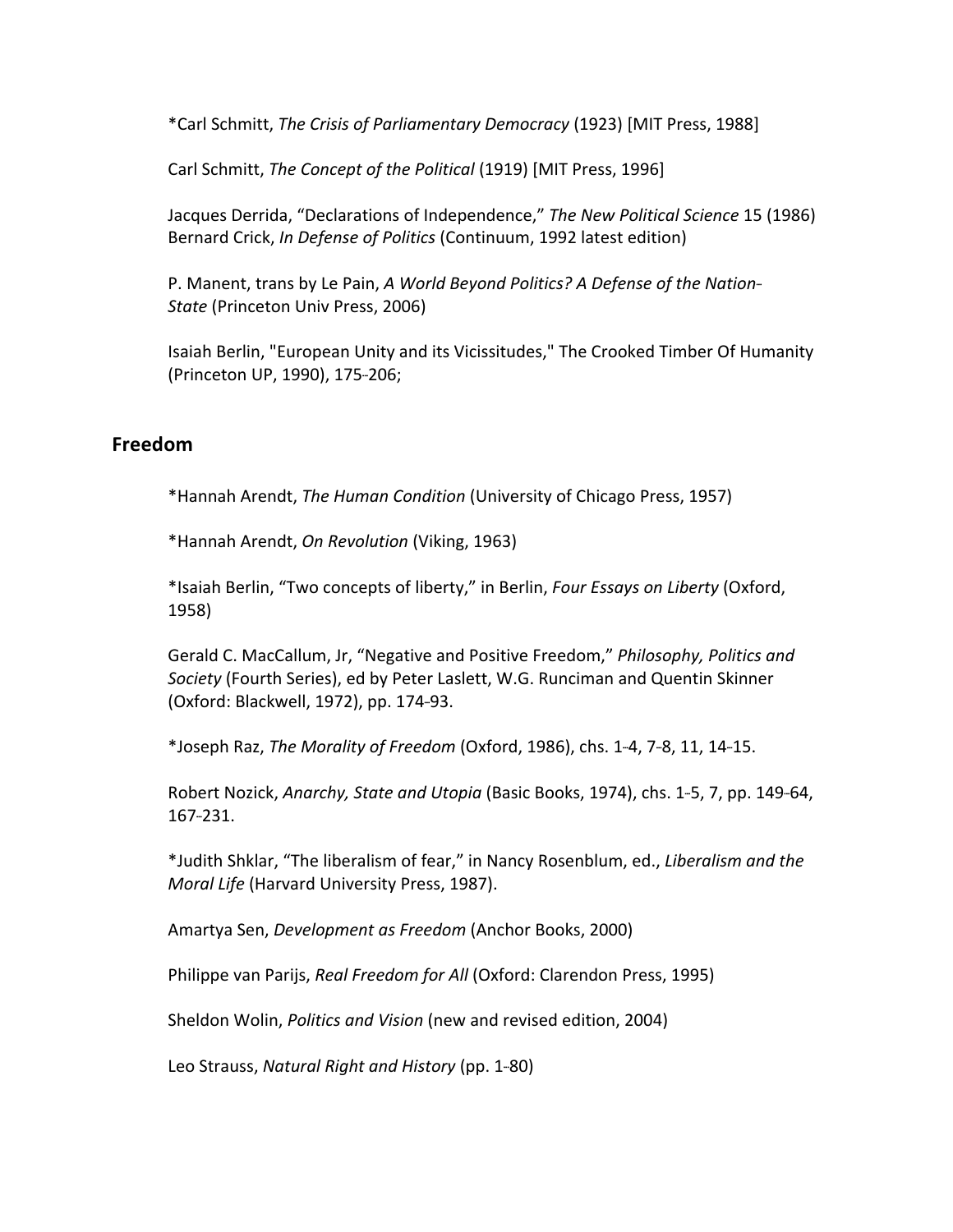*Carl Schmitt, *The Crisis of Parliamentary Democracy* (1923) [MIT Press, 1988]

Carl Schmitt, *The Concept of the Political* (1919) [MIT Press, 1996]

Jacques Derrida, "Declarations of Independence," *The New Political Science* 15 (1986)
Bernard Crick, *In Defense of Politics* (Continuum, 1992 latest edition)

P. Manent, trans by Le Pain, *A World Beyond Politics? A Defense of the Nation-State* (Princeton Univ Press, 2006)

Isaiah Berlin, "European Unity and its Vicissitudes," The Crooked Timber Of Humanity (Princeton UP, 1990), 175-206;

## Freedom

*Hannah Arendt, *The Human Condition* (University of Chicago Press, 1957)

*Hannah Arendt, *On Revolution* (Viking, 1963)

*Isaiah Berlin, "Two concepts of liberty," in Berlin, *Four Essays on Liberty* (Oxford, 1958)

Gerald C. MacCallum, Jr, "Negative and Positive Freedom," *Philosophy, Politics and Society* (Fourth Series), ed by Peter Laslett, W.G. Runciman and Quentin Skinner (Oxford: Blackwell, 1972), pp. 174-93.

*Joseph Raz, *The Morality of Freedom* (Oxford, 1986), chs. 1-4, 7-8, 11, 14-15.

Robert Nozick, *Anarchy, State and Utopia* (Basic Books, 1974), chs. 1-5, 7, pp. 149-64, 167-231.

*Judith Shklar, "The liberalism of fear," in Nancy Rosenblum, ed., *Liberalism and the Moral Life* (Harvard University Press, 1987).

Amartya Sen, *Development as Freedom* (Anchor Books, 2000)

Philippe van Parijs, *Real Freedom for All* (Oxford: Clarendon Press, 1995)

Sheldon Wolin, *Politics and Vision* (new and revised edition, 2004)

Leo Strauss, *Natural Right and History* (pp. 1-80)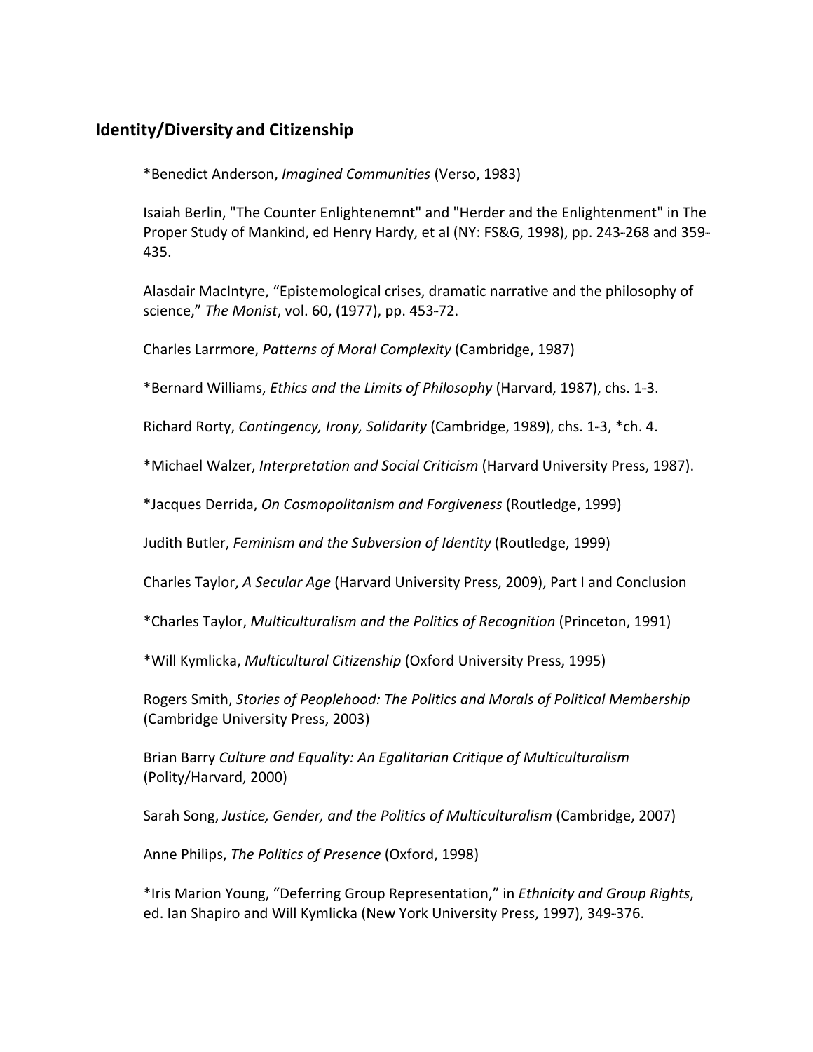## Identity/Diversity and Citizenship

*Benedict Anderson, *Imagined Communities* (Verso, 1983)

Isaiah Berlin, "The Counter Enlightenemnt" and "Herder and the Enlightenment" in The Proper Study of Mankind, ed Henry Hardy, et al (NY: FS&G, 1998), pp. 243-268 and 359-435.

Alasdair MacIntyre, "Epistemological crises, dramatic narrative and the philosophy of science," *The Monist*, vol. 60, (1977), pp. 453-72.

Charles Larrmore, *Patterns of Moral Complexity* (Cambridge, 1987)

*Bernard Williams, *Ethics and the Limits of Philosophy* (Harvard, 1987), chs. 1-3.

Richard Rorty, *Contingency, Irony, Solidarity* (Cambridge, 1989), chs. 1-3, *ch. 4.

*Michael Walzer, *Interpretation and Social Criticism* (Harvard University Press, 1987).

*Jacques Derrida, *On Cosmopolitanism and Forgiveness* (Routledge, 1999)

Judith Butler, *Feminism and the Subversion of Identity* (Routledge, 1999)

Charles Taylor, *A Secular Age* (Harvard University Press, 2009), Part I and Conclusion

*Charles Taylor, *Multiculturalism and the Politics of Recognition* (Princeton, 1991)

*Will Kymlicka, *Multicultural Citizenship* (Oxford University Press, 1995)

Rogers Smith, *Stories of Peoplehood: The Politics and Morals of Political Membership* (Cambridge University Press, 2003)

Brian Barry *Culture and Equality: An Egalitarian Critique of Multiculturalism* (Polity/Harvard, 2000)

Sarah Song, *Justice, Gender, and the Politics of Multiculturalism* (Cambridge, 2007)

Anne Philips, *The Politics of Presence* (Oxford, 1998)

*Iris Marion Young, "Deferring Group Representation," in *Ethnicity and Group Rights*, ed. Ian Shapiro and Will Kymlicka (New York University Press, 1997), 349-376.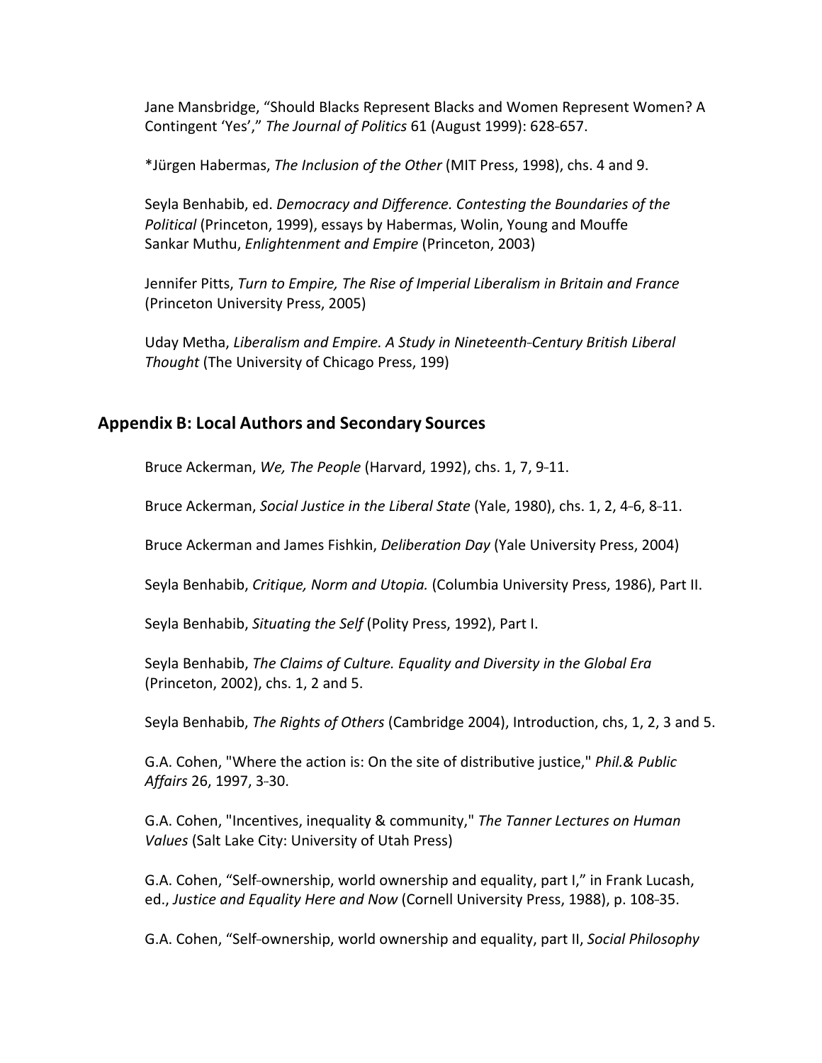Jane Mansbridge, “Should Blacks Represent Blacks and Women Represent Women? A Contingent ‘Yes’,” *The Journal of Politics* 61 (August 1999): 628-657.

*Jürgen Habermas, *The Inclusion of the Other* (MIT Press, 1998), chs. 4 and 9.

Seyla Benhabib, ed. *Democracy and Difference. Contesting the Boundaries of the Political* (Princeton, 1999), essays by Habermas, Wolin, Young and Mouffe
Sankar Muthu, *Enlightenment and Empire* (Princeton, 2003)

Jennifer Pitts, *Turn to Empire, The Rise of Imperial Liberalism in Britain and France* (Princeton University Press, 2005)

Uday Metha, *Liberalism and Empire. A Study in Nineteenth-Century British Liberal Thought* (The University of Chicago Press, 199)

## Appendix B: Local Authors and Secondary Sources

Bruce Ackerman, *We, The People* (Harvard, 1992), chs. 1, 7, 9-11.

Bruce Ackerman, *Social Justice in the Liberal State* (Yale, 1980), chs. 1, 2, 4-6, 8-11.

Bruce Ackerman and James Fishkin, *Deliberation Day* (Yale University Press, 2004)

Seyla Benhabib, *Critique, Norm and Utopia.* (Columbia University Press, 1986), Part II.

Seyla Benhabib, *Situating the Self* (Polity Press, 1992), Part I.

Seyla Benhabib, *The Claims of Culture. Equality and Diversity in the Global Era* (Princeton, 2002), chs. 1, 2 and 5.

Seyla Benhabib, *The Rights of Others* (Cambridge 2004), Introduction, chs, 1, 2, 3 and 5.

G.A. Cohen, "Where the action is: On the site of distributive justice," *Phil.& Public Affairs* 26, 1997, 3-30.

G.A. Cohen, "Incentives, inequality & community," *The Tanner Lectures on Human Values* (Salt Lake City: University of Utah Press)

G.A. Cohen, “Self-ownership, world ownership and equality, part I,” in Frank Lucash, ed., *Justice and Equality Here and Now* (Cornell University Press, 1988), p. 108-35.

G.A. Cohen, “Self-ownership, world ownership and equality, part II, *Social Philosophy*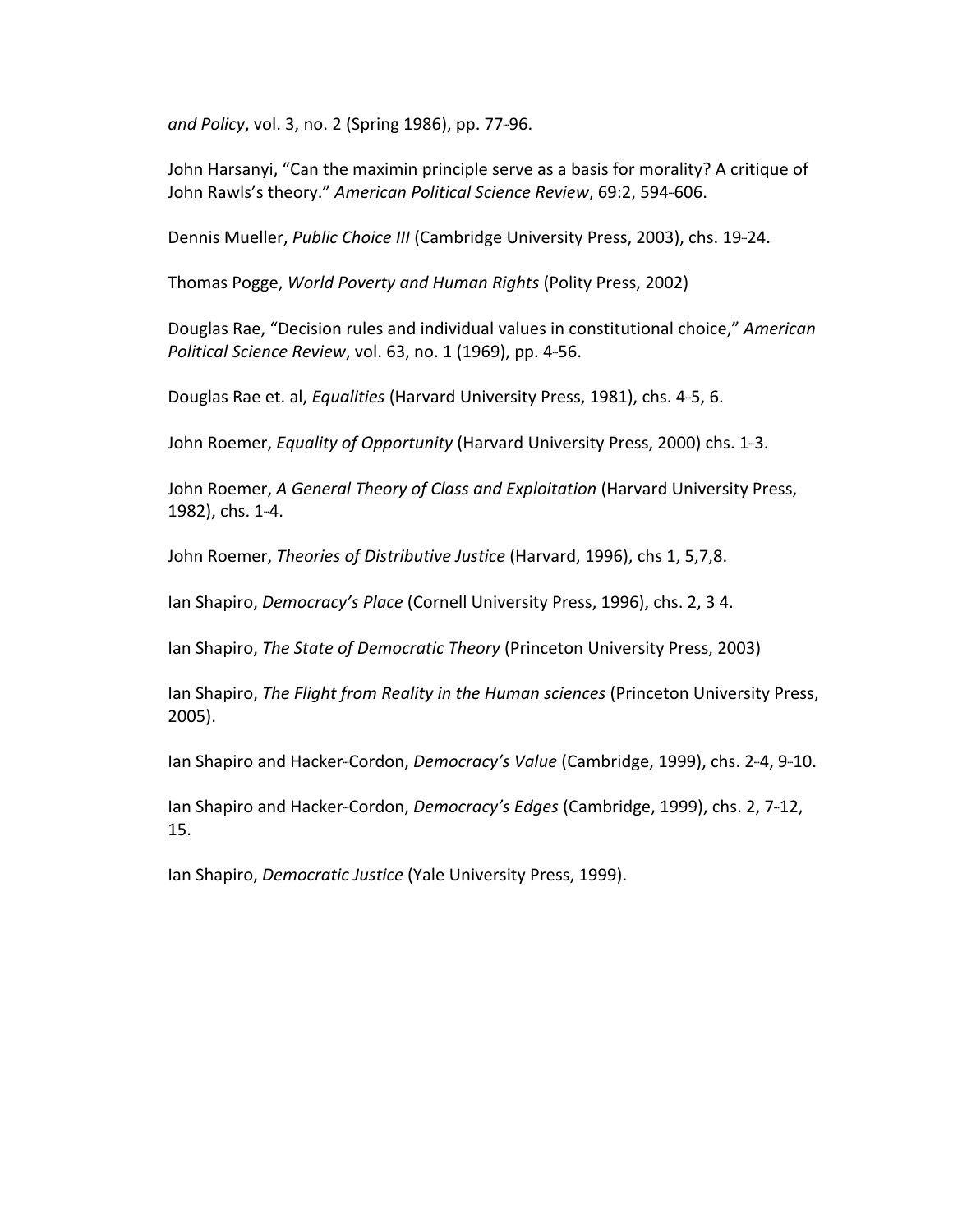*and Policy*, vol. 3, no. 2 (Spring 1986), pp. 77‐96.

John Harsanyi, "Can the maximin principle serve as a basis for morality? A critique of John Rawls's theory." *American Political Science Review*, 69:2, 594‐606.

Dennis Mueller, *Public Choice III* (Cambridge University Press, 2003), chs. 19‐24.

Thomas Pogge, *World Poverty and Human Rights* (Polity Press, 2002)

Douglas Rae, "Decision rules and individual values in constitutional choice," *American Political Science Review*, vol. 63, no. 1 (1969), pp. 4‐56.

Douglas Rae et. al, *Equalities* (Harvard University Press, 1981), chs. 4‐5, 6.

John Roemer, *Equality of Opportunity* (Harvard University Press, 2000) chs. 1‐3.

John Roemer, *A General Theory of Class and Exploitation* (Harvard University Press, 1982), chs. 1‐4.

John Roemer, *Theories of Distributive Justice* (Harvard, 1996), chs 1, 5,7,8.

Ian Shapiro, *Democracy's Place* (Cornell University Press, 1996), chs. 2, 3 4.

Ian Shapiro, *The State of Democratic Theory* (Princeton University Press, 2003)

Ian Shapiro, *The Flight from Reality in the Human sciences* (Princeton University Press, 2005).

Ian Shapiro and Hacker‐Cordon, *Democracy's Value* (Cambridge, 1999), chs. 2‐4, 9‐10.

Ian Shapiro and Hacker‐Cordon, *Democracy's Edges* (Cambridge, 1999), chs. 2, 7‐12, 15.

Ian Shapiro, *Democratic Justice* (Yale University Press, 1999).